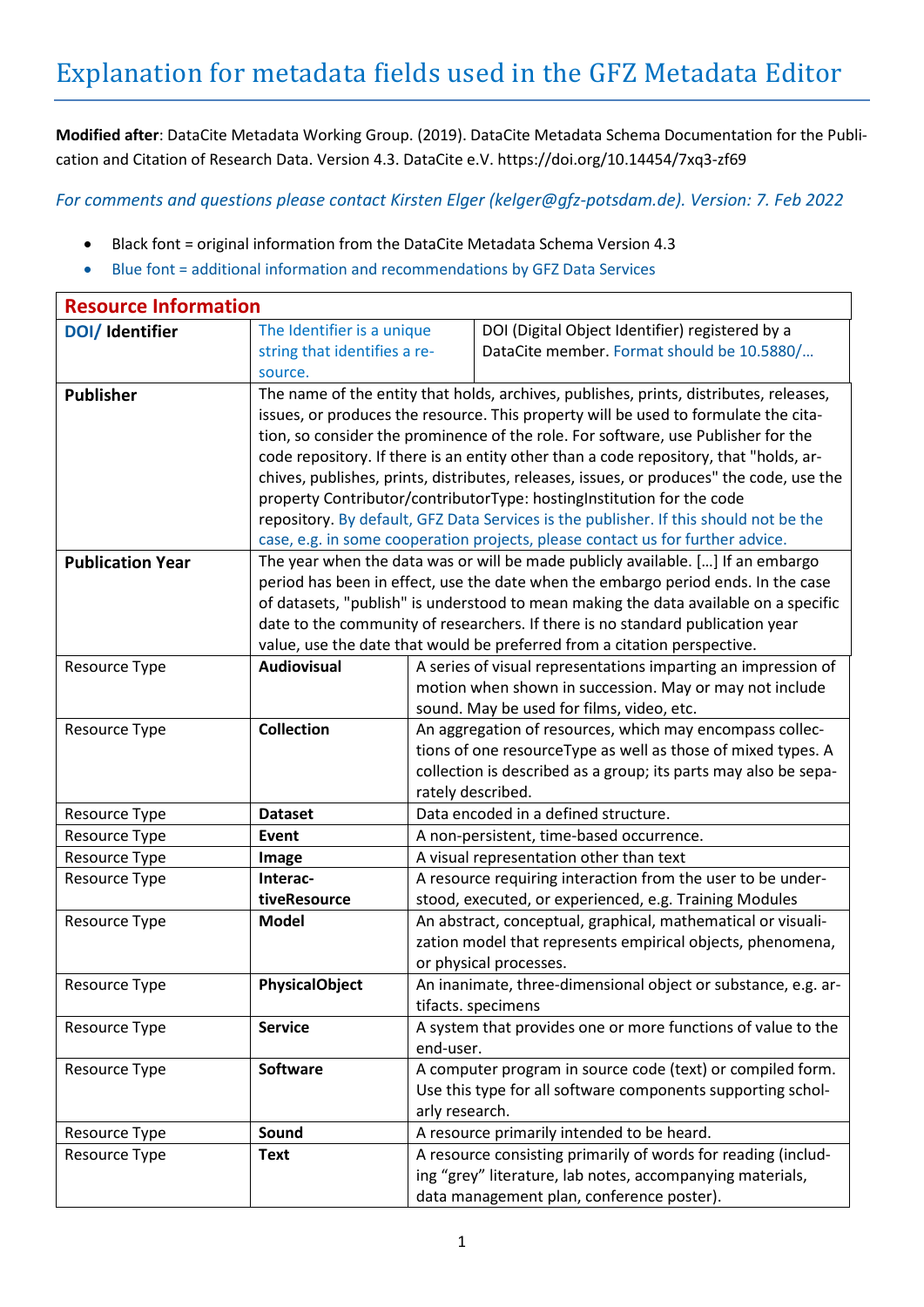# Explanation for metadata fields used in the GFZ Metadata Editor

**Modified after**: DataCite Metadata Working Group. (2019). DataCite Metadata Schema Documentation for the Publication and Citation of Research Data. Version 4.3. DataCite e.V. https://doi.org/10.14454/7xq3-zf69

*For comments and questions please contact Kirsten Elger (kelger@gfz-potsdam.de). Version: 7. Feb 2022*

- Black font = original information from the DataCite Metadata Schema Version 4.3
- Blue font = additional information and recommendations by GFZ Data Services

| **Resource Information** | | |
|---|---|---|
| **DOI/ Identifier** | The Identifier is a unique string that identifies a resource. | DOI (Digital Object Identifier) registered by a DataCite member. Format should be 10.5880/… |
| **Publisher** | The name of the entity that holds, archives, publishes, prints, distributes, releases, issues, or produces the resource. This property will be used to formulate the citation, so consider the prominence of the role. For software, use Publisher for the code repository. If there is an entity other than a code repository, that "holds, archives, publishes, prints, distributes, releases, issues, or produces" the code, use the property Contributor/contributorType: hostingInstitution for the code repository. By default, GFZ Data Services is the publisher. If this should not be the case, e.g. in some cooperation projects, please contact us for further advice. | |
| **Publication Year** | The year when the data was or will be made publicly available. […] If an embargo period has been in effect, use the date when the embargo period ends. In the case of datasets, "publish" is understood to mean making the data available on a specific date to the community of researchers. If there is no standard publication year value, use the date that would be preferred from a citation perspective. | |
| Resource Type | **Audiovisual** | A series of visual representations imparting an impression of motion when shown in succession. May or may not include sound. May be used for films, video, etc. |
| Resource Type | **Collection** | An aggregation of resources, which may encompass collections of one resourceType as well as those of mixed types. A collection is described as a group; its parts may also be separately described. |
| Resource Type | **Dataset** | Data encoded in a defined structure. |
| Resource Type | **Event** | A non-persistent, time-based occurrence. |
| Resource Type | **Image** | A visual representation other than text |
| Resource Type | **InteractiveResource** | A resource requiring interaction from the user to be understood, executed, or experienced, e.g. Training Modules |
| Resource Type | **Model** | An abstract, conceptual, graphical, mathematical or visualization model that represents empirical objects, phenomena, or physical processes. |
| Resource Type | **PhysicalObject** | An inanimate, three-dimensional object or substance, e.g. artifacts. specimens |
| Resource Type | **Service** | A system that provides one or more functions of value to the end-user. |
| Resource Type | **Software** | A computer program in source code (text) or compiled form. Use this type for all software components supporting scholarly research. |
| Resource Type | **Sound** | A resource primarily intended to be heard. |
| Resource Type | **Text** | A resource consisting primarily of words for reading (including "grey" literature, lab notes, accompanying materials, data management plan, conference poster). |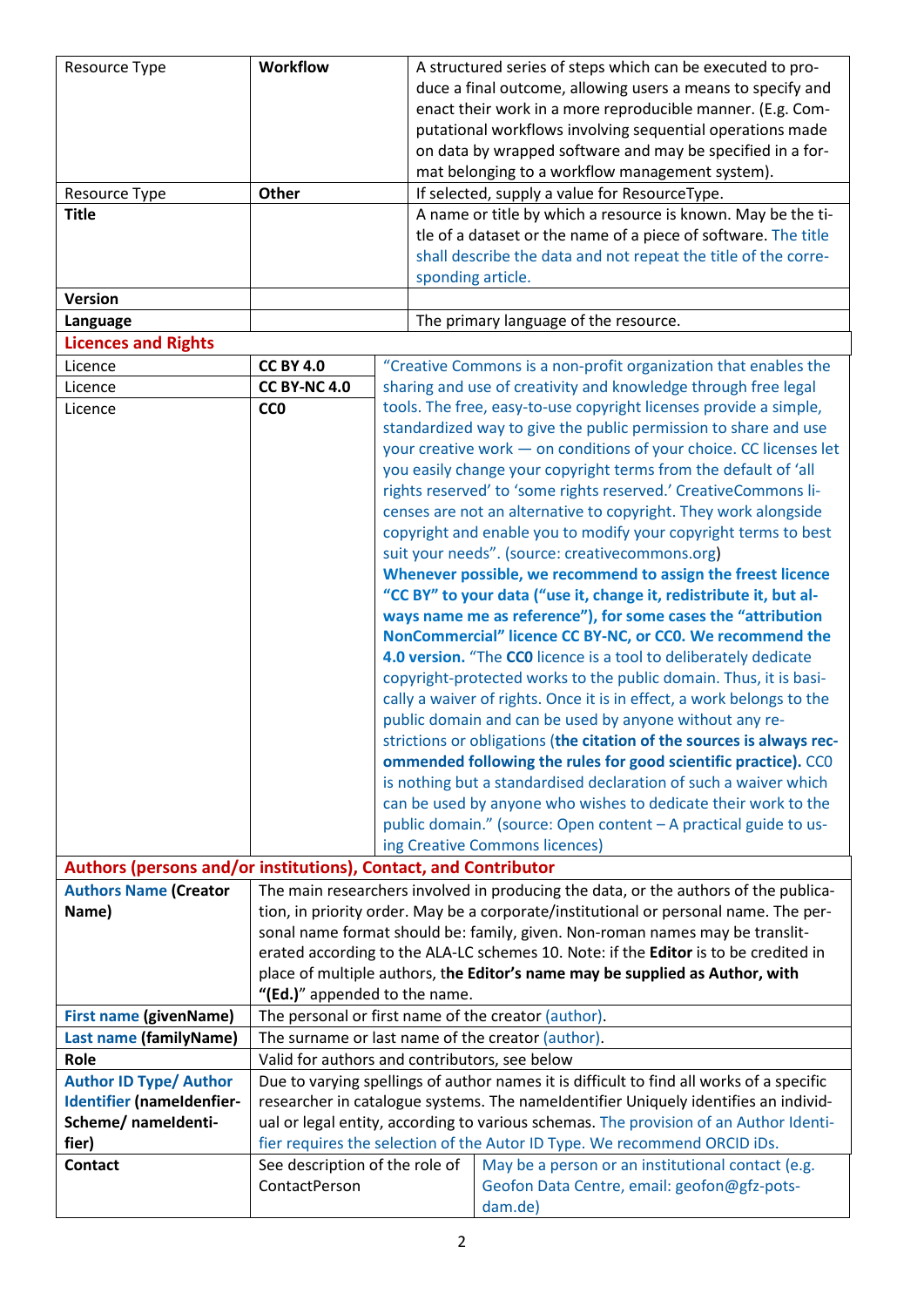| | | |
|---|---|---|
| Resource Type | **Workflow** | A structured series of steps which can be executed to produce a final outcome, allowing users a means to specify and enact their work in a more reproducible manner. (E.g. Computational workflows involving sequential operations made on data by wrapped software and may be specified in a format belonging to a workflow management system). |
| Resource Type | **Other** | If selected, supply a value for ResourceType. |
| **Title** | | A name or title by which a resource is known. May be the title of a dataset or the name of a piece of software. The title shall describe the data and not repeat the title of the corresponding article. |
| **Version** | | |
| **Language** | | The primary language of the resource. |
| **Licences and Rights** | | |
| Licence | **CC BY 4.0** | "Creative Commons is a non-profit organization that enables the sharing and use of creativity and knowledge through free legal tools. The free, easy-to-use copyright licenses provide a simple, standardized way to give the public permission to share and use your creative work — on conditions of your choice. CC licenses let you easily change your copyright terms from the default of 'all rights reserved' to 'some rights reserved.' CreativeCommons licenses are not an alternative to copyright. They work alongside copyright and enable you to modify your copyright terms to best suit your needs". (source: creativecommons.org) **Whenever possible, we recommend to assign the freest licence "CC BY" to your data ("use it, change it, redistribute it, but always name me as reference"), for some cases the "attribution NonCommercial" licence CC BY-NC, or CC0. We recommend the 4.0 version.** "The **CC0** licence is a tool to deliberately dedicate copyright-protected works to the public domain. Thus, it is basically a waiver of rights. Once it is in effect, a work belongs to the public domain and can be used by anyone without any restrictions or obligations (**the citation of the sources is always recommended following the rules for good scientific practice).** CC0 is nothing but a standardised declaration of such a waiver which can be used by anyone who wishes to dedicate their work to the public domain." (source: Open content – A practical guide to using Creative Commons licences) |
| Licence | **CC BY-NC 4.0** | |
| Licence | **CC0** | |
| **Authors (persons and/or institutions), Contact, and Contributor** | | |
| **Authors Name (Creator Name)** | The main researchers involved in producing the data, or the authors of the publication, in priority order. May be a corporate/institutional or personal name. The personal name format should be: family, given. Non-roman names may be transliterated according to the ALA-LC schemes 10. Note: if the **Editor** is to be credited in place of multiple authors, t**he Editor's name may be supplied as Author, with "(Ed.)"** appended to the name. | |
| **First name (givenName)** | The personal or first name of the creator (author). | |
| **Last name (familyName)** | The surname or last name of the creator (author). | |
| **Role** | Valid for authors and contributors, see below | |
| **Author ID Type/ Author Identifier (nameIdenfier-Scheme/ nameIdentifier)** | Due to varying spellings of author names it is difficult to find all works of a specific researcher in catalogue systems. The nameIdentifier Uniquely identifies an individual or legal entity, according to various schemas. The provision of an Author Identifier requires the selection of the Autor ID Type. We recommend ORCID iDs. | |
| **Contact** | See description of the role of ContactPerson | May be a person or an institutional contact (e.g. Geofon Data Centre, email: geofon@gfz-potsdam.de) |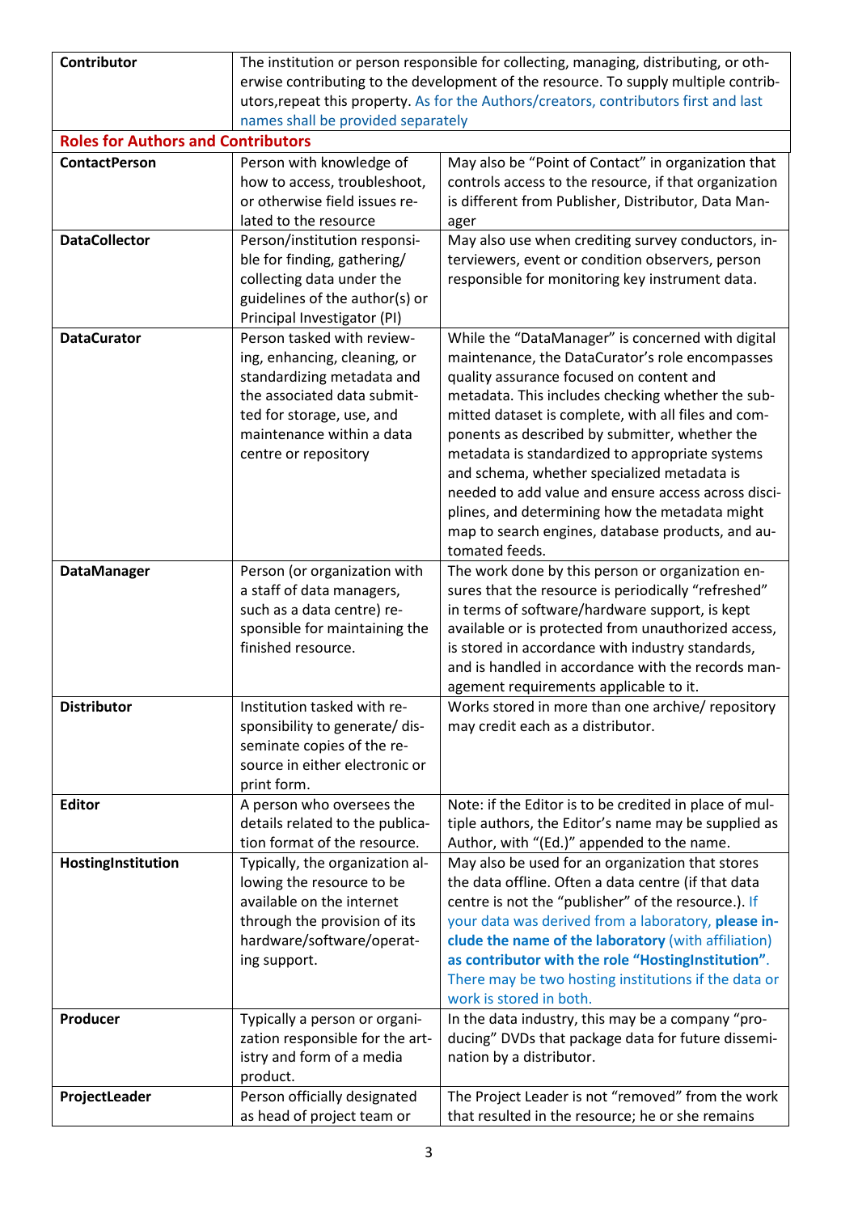| | | |
|---|---|---|
| **Contributor** | The institution or person responsible for collecting, managing, distributing, or otherwise contributing to the development of the resource. To supply multiple contributors,repeat this property. As for the Authors/creators, contributors first and last names shall be provided separately | |
| **Roles for Authors and Contributors** | | |
| **ContactPerson** | Person with knowledge of how to access, troubleshoot, or otherwise field issues related to the resource | May also be "Point of Contact" in organization that controls access to the resource, if that organization is different from Publisher, Distributor, Data Manager |
| **DataCollector** | Person/institution responsible for finding, gathering/ collecting data under the guidelines of the author(s) or Principal Investigator (PI) | May also use when crediting survey conductors, interviewers, event or condition observers, person responsible for monitoring key instrument data. |
| **DataCurator** | Person tasked with reviewing, enhancing, cleaning, or standardizing metadata and the associated data submitted for storage, use, and maintenance within a data centre or repository | While the "DataManager" is concerned with digital maintenance, the DataCurator's role encompasses quality assurance focused on content and metadata. This includes checking whether the submitted dataset is complete, with all files and components as described by submitter, whether the metadata is standardized to appropriate systems and schema, whether specialized metadata is needed to add value and ensure access across disciplines, and determining how the metadata might map to search engines, database products, and automated feeds. |
| **DataManager** | Person (or organization with a staff of data managers, such as a data centre) responsible for maintaining the finished resource. | The work done by this person or organization ensures that the resource is periodically "refreshed" in terms of software/hardware support, is kept available or is protected from unauthorized access, is stored in accordance with industry standards, and is handled in accordance with the records management requirements applicable to it. |
| **Distributor** | Institution tasked with responsibility to generate/ disseminate copies of the resource in either electronic or print form. | Works stored in more than one archive/ repository may credit each as a distributor. |
| **Editor** | A person who oversees the details related to the publication format of the resource. | Note: if the Editor is to be credited in place of multiple authors, the Editor's name may be supplied as Author, with "(Ed.)" appended to the name. |
| **HostingInstitution** | Typically, the organization allowing the resource to be available on the internet through the provision of its hardware/software/operating support. | May also be used for an organization that stores the data offline. Often a data centre (if that data centre is not the "publisher" of the resource.). If your data was derived from a laboratory, **please include the name of the laboratory** (with affiliation) **as contributor with the role "HostingInstitution"**. There may be two hosting institutions if the data or work is stored in both. |
| **Producer** | Typically a person or organization responsible for the artistry and form of a media product. | In the data industry, this may be a company "producing" DVDs that package data for future dissemination by a distributor. |
| **ProjectLeader** | Person officially designated as head of project team or | The Project Leader is not "removed" from the work that resulted in the resource; he or she remains |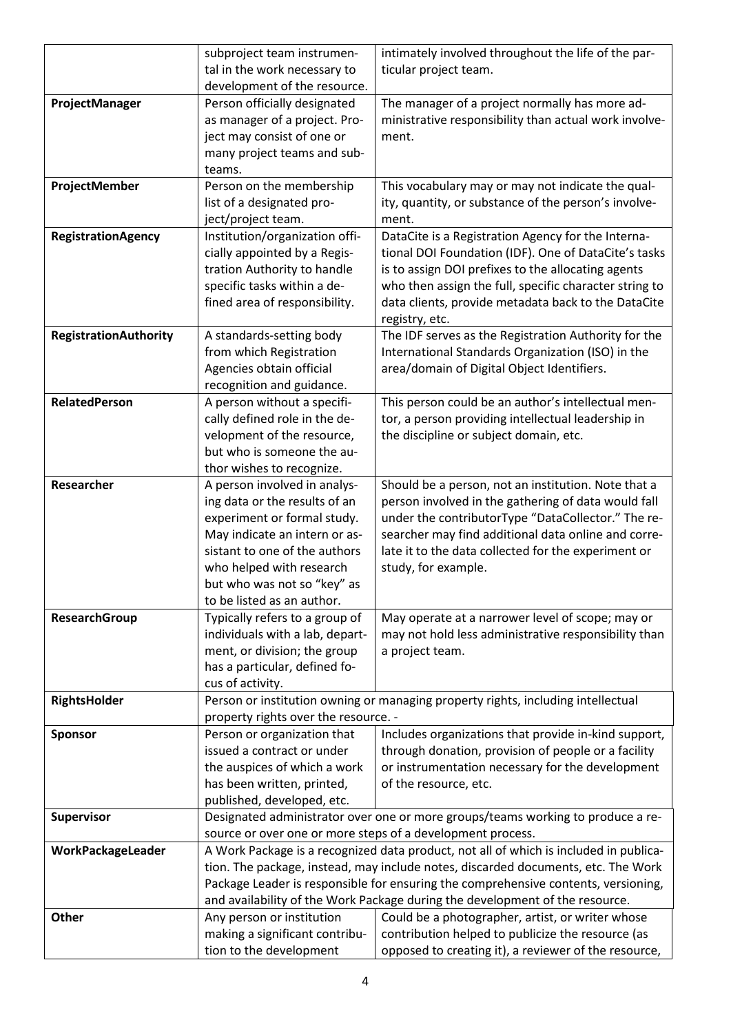| | | |
|---|---|---|
| | subproject team instrumental in the work necessary to development of the resource. | intimately involved throughout the life of the particular project team. |
| **ProjectManager** | Person officially designated as manager of a project. Project may consist of one or many project teams and subteams. | The manager of a project normally has more administrative responsibility than actual work involvement. |
| **ProjectMember** | Person on the membership list of a designated project/project team. | This vocabulary may or may not indicate the quality, quantity, or substance of the person's involvement. |
| **RegistrationAgency** | Institution/organization officially appointed by a Registration Authority to handle specific tasks within a defined area of responsibility. | DataCite is a Registration Agency for the International DOI Foundation (IDF). One of DataCite's tasks is to assign DOI prefixes to the allocating agents who then assign the full, specific character string to data clients, provide metadata back to the DataCite registry, etc. |
| **RegistrationAuthority** | A standards-setting body from which Registration Agencies obtain official recognition and guidance. | The IDF serves as the Registration Authority for the International Standards Organization (ISO) in the area/domain of Digital Object Identifiers. |
| **RelatedPerson** | A person without a specifically defined role in the development of the resource, but who is someone the author wishes to recognize. | This person could be an author's intellectual mentor, a person providing intellectual leadership in the discipline or subject domain, etc. |
| **Researcher** | A person involved in analysing data or the results of an experiment or formal study. May indicate an intern or assistant to one of the authors who helped with research but who was not so "key" as to be listed as an author. | Should be a person, not an institution. Note that a person involved in the gathering of data would fall under the contributorType "DataCollector." The researcher may find additional data online and correlate it to the data collected for the experiment or study, for example. |
| **ResearchGroup** | Typically refers to a group of individuals with a lab, department, or division; the group has a particular, defined focus of activity. | May operate at a narrower level of scope; may or may not hold less administrative responsibility than a project team. |
| **RightsHolder** | Person or institution owning or managing property rights, including intellectual property rights over the resource. - | |
| **Sponsor** | Person or organization that issued a contract or under the auspices of which a work has been written, printed, published, developed, etc. | Includes organizations that provide in-kind support, through donation, provision of people or a facility or instrumentation necessary for the development of the resource, etc. |
| **Supervisor** | Designated administrator over one or more groups/teams working to produce a resource or over one or more steps of a development process. | |
| **WorkPackageLeader** | A Work Package is a recognized data product, not all of which is included in publication. The package, instead, may include notes, discarded documents, etc. The Work Package Leader is responsible for ensuring the comprehensive contents, versioning, and availability of the Work Package during the development of the resource. | |
| **Other** | Any person or institution making a significant contribution to the development | Could be a photographer, artist, or writer whose contribution helped to publicize the resource (as opposed to creating it), a reviewer of the resource, |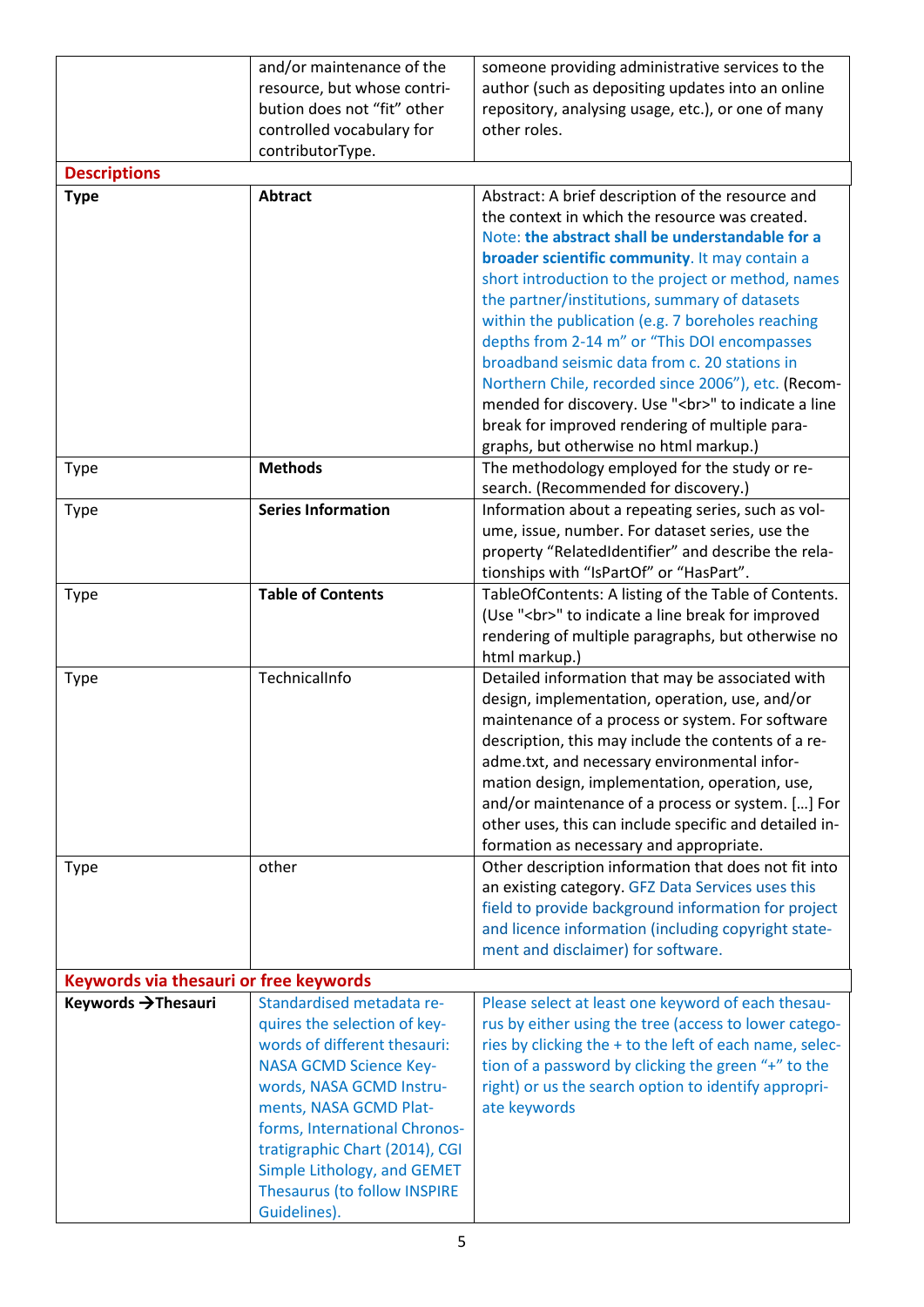|  | and/or maintenance of the resource, but whose contribution does not “fit” other controlled vocabulary for contributorType. | someone providing administrative services to the author (such as depositing updates into an online repository, analysing usage, etc.), or one of many other roles. |
|---|---|---|
| **Descriptions** | | |
| **Type** | **Abtract** | Abstract: A brief description of the resource and the context in which the resource was created. Note: **the abstract shall be understandable for a broader scientific community**. It may contain a short introduction to the project or method, names the partner/institutions, summary of datasets within the publication (e.g. 7 boreholes reaching depths from 2-14 m” or “This DOI encompasses broadband seismic data from c. 20 stations in Northern Chile, recorded since 2006”), etc. (Recommended for discovery. Use "<br>" to indicate a line break for improved rendering of multiple paragraphs, but otherwise no html markup.) |
| Type | **Methods** | The methodology employed for the study or research. (Recommended for discovery.) |
| Type | **Series Information** | Information about a repeating series, such as volume, issue, number. For dataset series, use the property “RelatedIdentifier” and describe the relationships with “IsPartOf” or “HasPart”. |
| Type | **Table of Contents** | TableOfContents: A listing of the Table of Contents. (Use "<br>" to indicate a line break for improved rendering of multiple paragraphs, but otherwise no html markup.) |
| Type | TechnicalInfo | Detailed information that may be associated with design, implementation, operation, use, and/or maintenance of a process or system. For software description, this may include the contents of a readme.txt, and necessary environmental information design, implementation, operation, use, and/or maintenance of a process or system. […] For other uses, this can include specific and detailed information as necessary and appropriate. |
| Type | other | Other description information that does not fit into an existing category. GFZ Data Services uses this field to provide background information for project and licence information (including copyright statement and disclaimer) for software. |
| **Keywords via thesauri or free keywords** | | |
| **Keywords →Thesauri** | Standardised metadata requires the selection of keywords of different thesauri: NASA GCMD Science Keywords, NASA GCMD Instruments, NASA GCMD Platforms, International Chronostratigraphic Chart (2014), CGI Simple Lithology, and GEMET Thesaurus (to follow INSPIRE Guidelines). | Please select at least one keyword of each thesaurus by either using the tree (access to lower categories by clicking the + to the left of each name, selection of a password by clicking the green “+” to the right) or us the search option to identify appropriate keywords |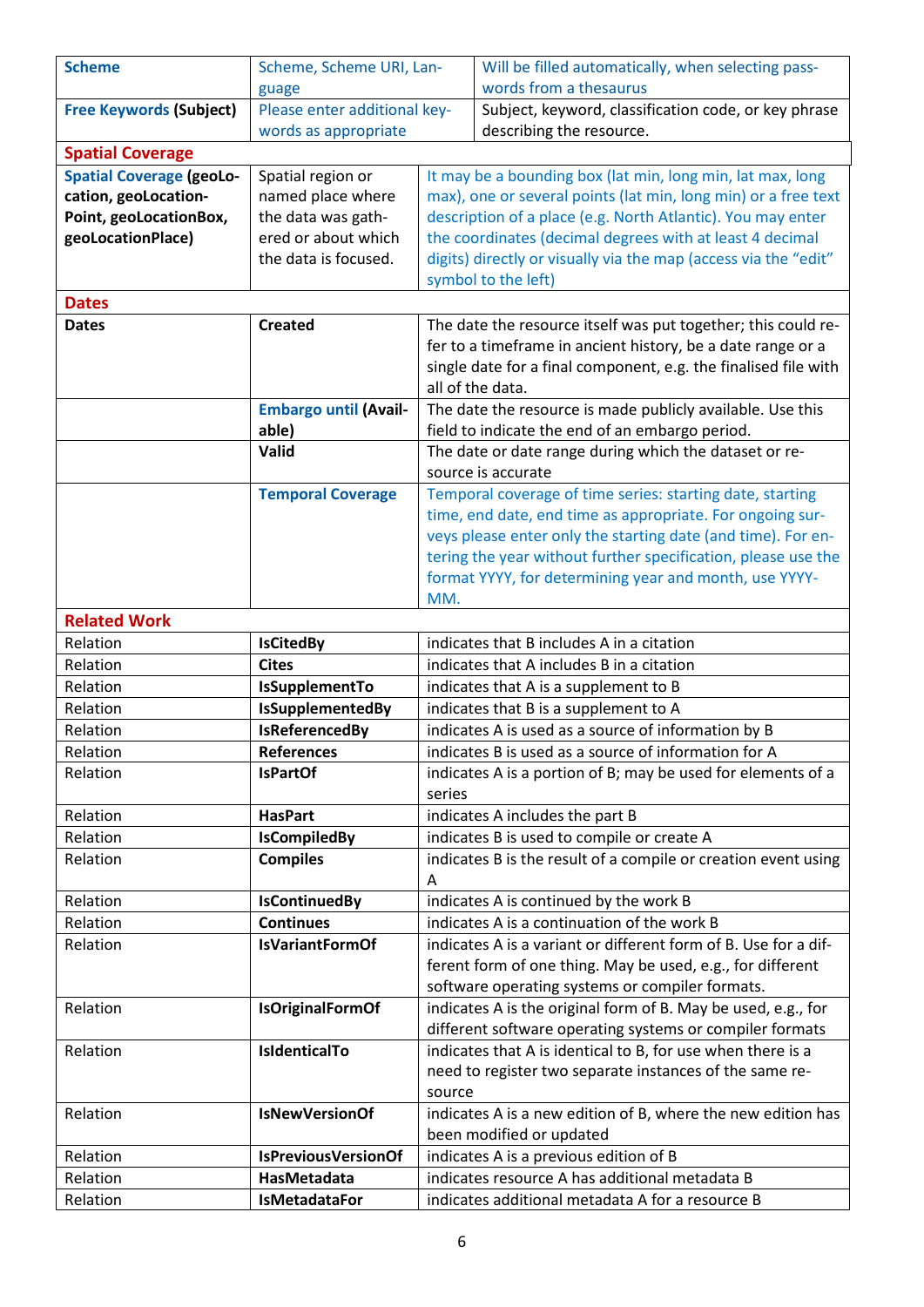| | | |
|---|---|---|
| **Scheme** | Scheme, Scheme URI, Language | Will be filled automatically, when selecting passwords from a thesaurus |
| **Free Keywords (Subject)** | Please enter additional keywords as appropriate | Subject, keyword, classification code, or key phrase describing the resource. |
| **Spatial Coverage** | | |
| **Spatial Coverage (geoLocation, geoLocationPoint, geoLocationBox, geoLocationPlace)** | Spatial region or named place where the data was gathered or about which the data is focused. | It may be a bounding box (lat min, long min, lat max, long max), one or several points (lat min, long min) or a free text description of a place (e.g. North Atlantic). You may enter the coordinates (decimal degrees with at least 4 decimal digits) directly or visually via the map (access via the “edit” symbol to the left) |
| **Dates** | | |
| **Dates** | **Created** | The date the resource itself was put together; this could refer to a timeframe in ancient history, be a date range or a single date for a final component, e.g. the finalised file with all of the data. |
| | **Embargo until (Available)** | The date the resource is made publicly available. Use this field to indicate the end of an embargo period. |
| | **Valid** | The date or date range during which the dataset or resource is accurate |
| | **Temporal Coverage** | Temporal coverage of time series: starting date, starting time, end date, end time as appropriate. For ongoing surveys please enter only the starting date (and time). For entering the year without further specification, please use the format YYYY, for determining year and month, use YYYY-MM. |
| **Related Work** | | |
| Relation | **IsCitedBy** | indicates that B includes A in a citation |
| Relation | **Cites** | indicates that A includes B in a citation |
| Relation | **IsSupplementTo** | indicates that A is a supplement to B |
| Relation | **IsSupplementedBy** | indicates that B is a supplement to A |
| Relation | **IsReferencedBy** | indicates A is used as a source of information by B |
| Relation | **References** | indicates B is used as a source of information for A |
| Relation | **IsPartOf** | indicates A is a portion of B; may be used for elements of a series |
| Relation | **HasPart** | indicates A includes the part B |
| Relation | **IsCompiledBy** | indicates B is used to compile or create A |
| Relation | **Compiles** | indicates B is the result of a compile or creation event using A |
| Relation | **IsContinuedBy** | indicates A is continued by the work B |
| Relation | **Continues** | indicates A is a continuation of the work B |
| Relation | **IsVariantFormOf** | indicates A is a variant or different form of B. Use for a different form of one thing. May be used, e.g., for different software operating systems or compiler formats. |
| Relation | **IsOriginalFormOf** | indicates A is the original form of B. May be used, e.g., for different software operating systems or compiler formats |
| Relation | **IsIdenticalTo** | indicates that A is identical to B, for use when there is a need to register two separate instances of the same resource |
| Relation | **IsNewVersionOf** | indicates A is a new edition of B, where the new edition has been modified or updated |
| Relation | **IsPreviousVersionOf** | indicates A is a previous edition of B |
| Relation | **HasMetadata** | indicates resource A has additional metadata B |
| Relation | **IsMetadataFor** | indicates additional metadata A for a resource B |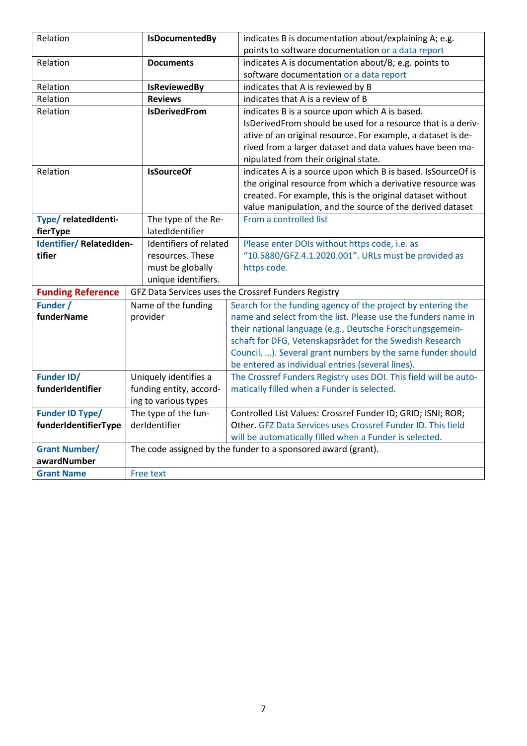| | | |
|---|---|---|
| Relation | **IsDocumentedBy** | indicates B is documentation about/explaining A; e.g. points to software documentation or a data report |
| Relation | **Documents** | indicates A is documentation about/B; e.g. points to software documentation or a data report |
| Relation | **IsReviewedBy** | indicates that A is reviewed by B |
| Relation | **Reviews** | indicates that A is a review of B |
| Relation | **IsDerivedFrom** | indicates B is a source upon which A is based. IsDerivedFrom should be used for a resource that is a derivative of an original resource. For example, a dataset is derived from a larger dataset and data values have been manipulated from their original state. |
| Relation | **IsSourceOf** | indicates A is a source upon which B is based. IsSourceOf is the original resource from which a derivative resource was created. For example, this is the original dataset without value manipulation, and the source of the derived dataset |
| **Type/ relatedIdentifierType** | The type of the RelatedIdentifier | From a controlled list |
| **Identifier/ RelatedIdentifier** | Identifiers of related resources. These must be globally unique identifiers. | Please enter DOIs without https code, i.e. as “10.5880/GFZ.4.1.2020.001”. URLs must be provided as https code. |

| | | |
|---|---|---|
| **Funding Reference** | GFZ Data Services uses the Crossref Funders Registry | |
| **Funder / funderName** | Name of the funding provider | Search for the funding agency of the project by entering the name and select from the list. Please use the funders name in their national language (e.g., Deutsche Forschungsgemeinschaft for DFG, Vetenskapsrådet for the Swedish Research Council, …). Several grant numbers by the same funder should be entered as individual entries (several lines). |
| **Funder ID/ funderIdentifier** | Uniquely identifies a funding entity, according to various types | The Crossref Funders Registry uses DOI. This field will be automatically filled when a Funder is selected. |
| **Funder ID Type/ funderIdentifierType** | The type of the funderIdentifier | Controlled List Values: Crossref Funder ID; GRID; ISNI; ROR; Other. GFZ Data Services uses Crossref Funder ID. This field will be automatically filled when a Funder is selected. |
| **Grant Number/ awardNumber** | The code assigned by the funder to a sponsored award (grant). | |
| **Grant Name** | Free text | |